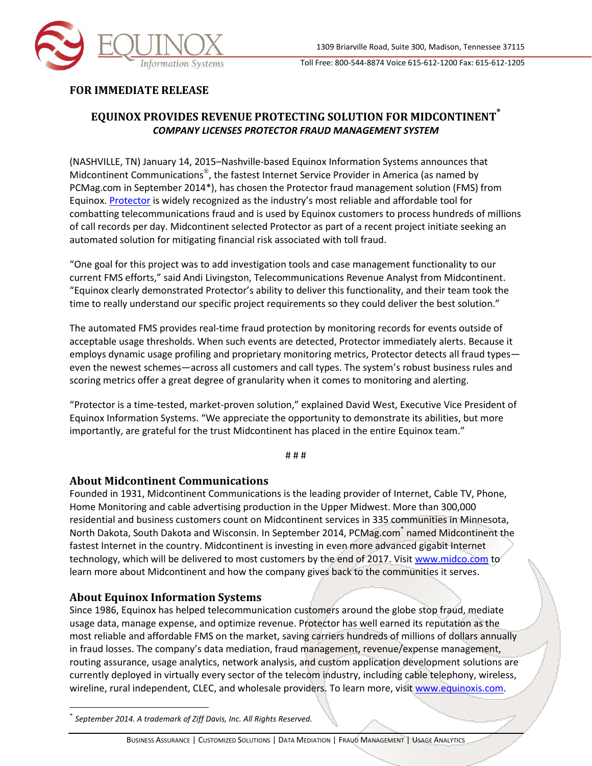1309 Briarville Road, Suite 300, Madison, Tennessee 37115

Toll Free: 800-544-8874 Voice 615-612-1200 Fax: 615-612-1205

**FOR IMMEDIATE RELEASE**

## EQUINOX PROVIDES REVENUE PROTECTING SOLUTION FOR MIDCONTINENT®

***COMPANY LICENSES PROTECTOR FRAUD MANAGEMENT SYSTEM***

(NASHVILLE, TN) January 14, 2015–Nashville-based Equinox Information Systems announces that Midcontinent Communications®, the fastest Internet Service Provider in America (as named by PCMag.com in September 2014*), has chosen the Protector fraud management solution (FMS) from Equinox. Protector is widely recognized as the industry's most reliable and affordable tool for combatting telecommunications fraud and is used by Equinox customers to process hundreds of millions of call records per day. Midcontinent selected Protector as part of a recent project initiate seeking an automated solution for mitigating financial risk associated with toll fraud.

"One goal for this project was to add investigation tools and case management functionality to our current FMS efforts," said Andi Livingston, Telecommunications Revenue Analyst from Midcontinent. "Equinox clearly demonstrated Protector's ability to deliver this functionality, and their team took the time to really understand our specific project requirements so they could deliver the best solution."

The automated FMS provides real-time fraud protection by monitoring records for events outside of acceptable usage thresholds. When such events are detected, Protector immediately alerts. Because it employs dynamic usage profiling and proprietary monitoring metrics, Protector detects all fraud types—even the newest schemes—across all customers and call types. The system's robust business rules and scoring metrics offer a great degree of granularity when it comes to monitoring and alerting.

"Protector is a time-tested, market-proven solution," explained David West, Executive Vice President of Equinox Information Systems. "We appreciate the opportunity to demonstrate its abilities, but more importantly, are grateful for the trust Midcontinent has placed in the entire Equinox team."

# # #

### About Midcontinent Communications

Founded in 1931, Midcontinent Communications is the leading provider of Internet, Cable TV, Phone, Home Monitoring and cable advertising production in the Upper Midwest. More than 300,000 residential and business customers count on Midcontinent services in 335 communities in Minnesota, North Dakota, South Dakota and Wisconsin. In September 2014, PCMag.com* named Midcontinent the fastest Internet in the country. Midcontinent is investing in even more advanced gigabit Internet technology, which will be delivered to most customers by the end of 2017. Visit www.midco.com to learn more about Midcontinent and how the company gives back to the communities it serves.

### About Equinox Information Systems

Since 1986, Equinox has helped telecommunication customers around the globe stop fraud, mediate usage data, manage expense, and optimize revenue. Protector has well earned its reputation as the most reliable and affordable FMS on the market, saving carriers hundreds of millions of dollars annually in fraud losses. The company's data mediation, fraud management, revenue/expense management, routing assurance, usage analytics, network analysis, and custom application development solutions are currently deployed in virtually every sector of the telecom industry, including cable telephony, wireless, wireline, rural independent, CLEC, and wholesale providers. To learn more, visit www.equinoxis.com.

---

* *September 2014. A trademark of Ziff Davis, Inc. All Rights Reserved.*

BUSINESS ASSURANCE | CUSTOMIZED SOLUTIONS | DATA MEDIATION | FRAUD MANAGEMENT | USAGE ANALYTICS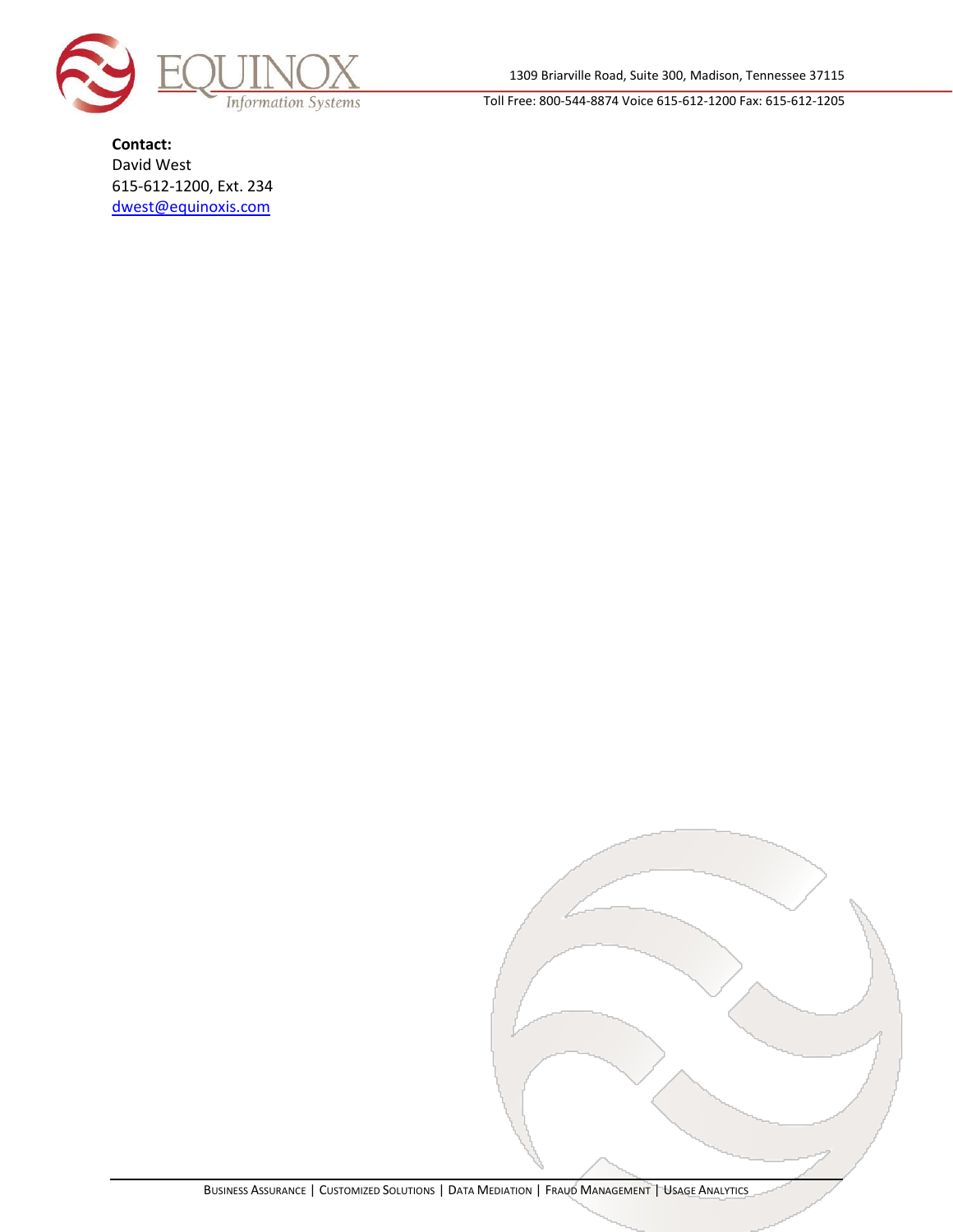**Contact:**
David West
615-612-1200, Ext. 234
dwest@equinoxis.com